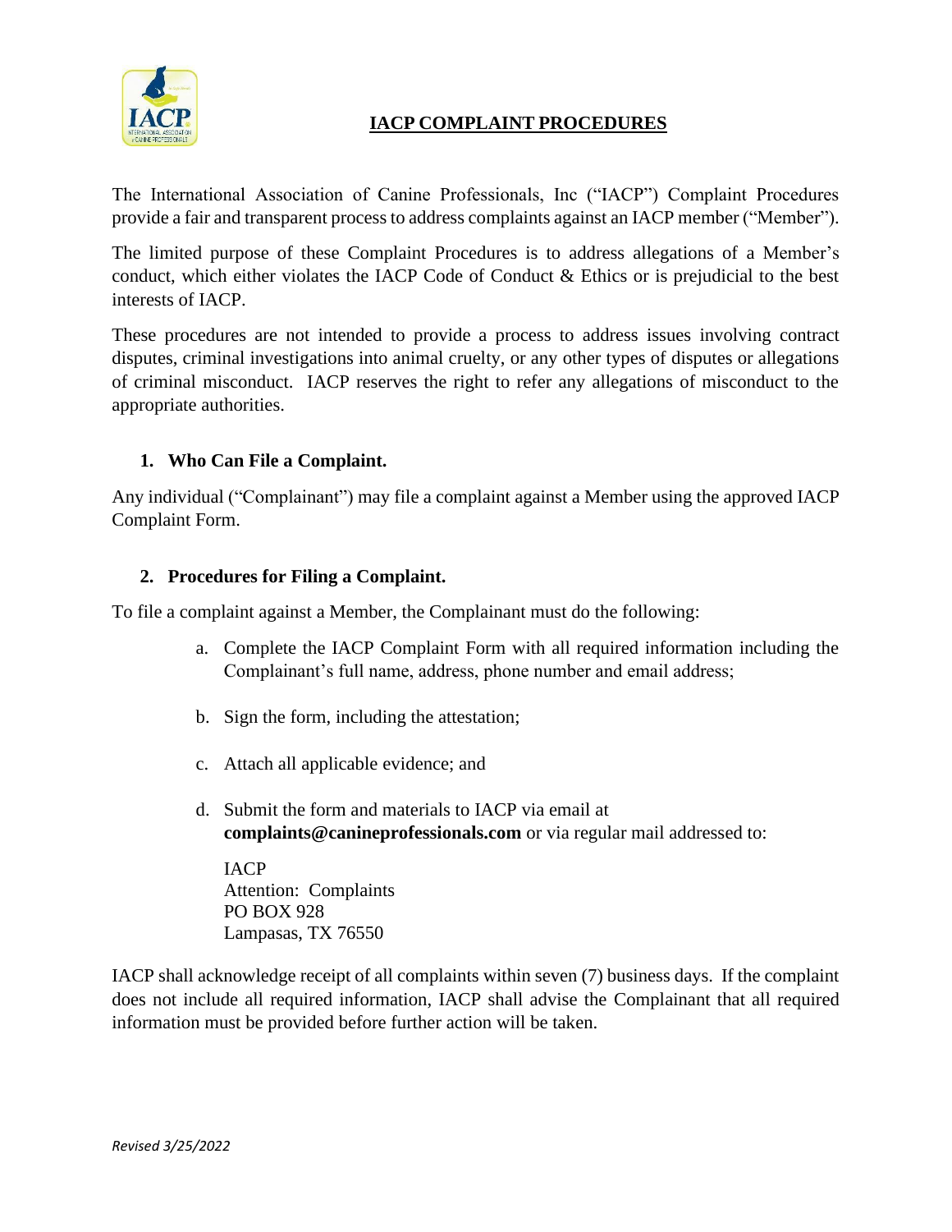# IACP COMPLAINT PROCEDURES

The International Association of Canine Professionals, Inc ("IACP") Complaint Procedures provide a fair and transparent process to address complaints against an IACP member ("Member").

The limited purpose of these Complaint Procedures is to address allegations of a Member's conduct, which either violates the IACP Code of Conduct & Ethics or is prejudicial to the best interests of IACP.

These procedures are not intended to provide a process to address issues involving contract disputes, criminal investigations into animal cruelty, or any other types of disputes or allegations of criminal misconduct. IACP reserves the right to refer any allegations of misconduct to the appropriate authorities.

## 1. Who Can File a Complaint.

Any individual ("Complainant") may file a complaint against a Member using the approved IACP Complaint Form.

## 2. Procedures for Filing a Complaint.

To file a complaint against a Member, the Complainant must do the following:

a. Complete the IACP Complaint Form with all required information including the Complainant's full name, address, phone number and email address;

b. Sign the form, including the attestation;

c. Attach all applicable evidence; and

d. Submit the form and materials to IACP via email at **complaints@canineprofessionals.com** or via regular mail addressed to:

   IACP
   Attention: Complaints
   PO BOX 928
   Lampasas, TX 76550

IACP shall acknowledge receipt of all complaints within seven (7) business days. If the complaint does not include all required information, IACP shall advise the Complainant that all required information must be provided before further action will be taken.

*Revised 3/25/2022*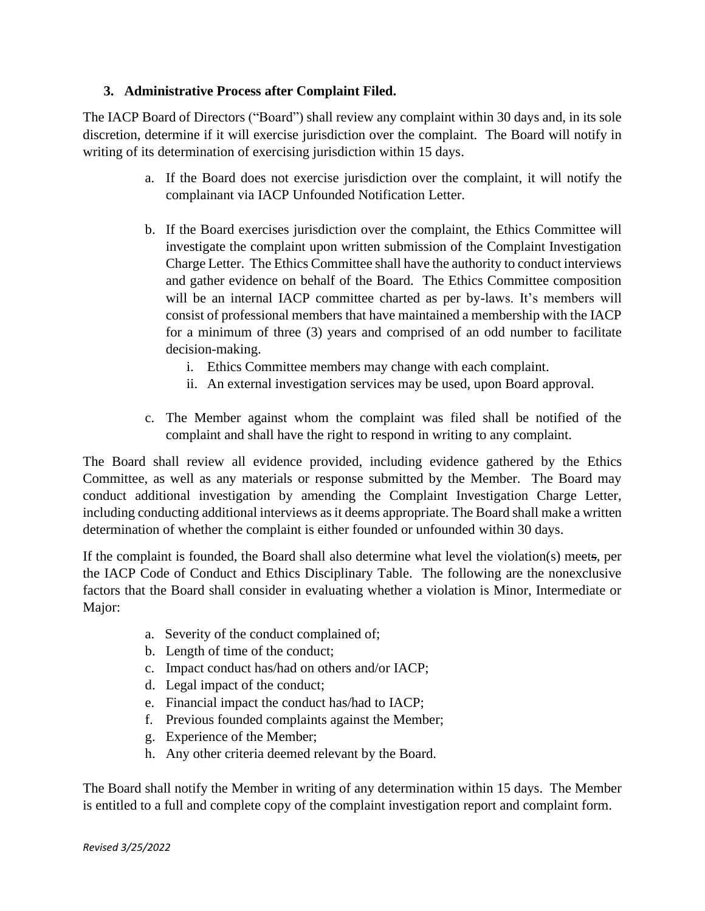### 3. Administrative Process after Complaint Filed.

The IACP Board of Directors ("Board") shall review any complaint within 30 days and, in its sole discretion, determine if it will exercise jurisdiction over the complaint. The Board will notify in writing of its determination of exercising jurisdiction within 15 days.

a. If the Board does not exercise jurisdiction over the complaint, it will notify the complainant via IACP Unfounded Notification Letter.

b. If the Board exercises jurisdiction over the complaint, the Ethics Committee will investigate the complaint upon written submission of the Complaint Investigation Charge Letter. The Ethics Committee shall have the authority to conduct interviews and gather evidence on behalf of the Board. The Ethics Committee composition will be an internal IACP committee charted as per by-laws. It's members will consist of professional members that have maintained a membership with the IACP for a minimum of three (3) years and comprised of an odd number to facilitate decision-making.
   i. Ethics Committee members may change with each complaint.
   ii. An external investigation services may be used, upon Board approval.

c. The Member against whom the complaint was filed shall be notified of the complaint and shall have the right to respond in writing to any complaint.

The Board shall review all evidence provided, including evidence gathered by the Ethics Committee, as well as any materials or response submitted by the Member. The Board may conduct additional investigation by amending the Complaint Investigation Charge Letter, including conducting additional interviews as it deems appropriate. The Board shall make a written determination of whether the complaint is either founded or unfounded within 30 days.

If the complaint is founded, the Board shall also determine what level the violation(s) meets, per the IACP Code of Conduct and Ethics Disciplinary Table. The following are the nonexclusive factors that the Board shall consider in evaluating whether a violation is Minor, Intermediate or Major:

a. Severity of the conduct complained of;
b. Length of time of the conduct;
c. Impact conduct has/had on others and/or IACP;
d. Legal impact of the conduct;
e. Financial impact the conduct has/had to IACP;
f. Previous founded complaints against the Member;
g. Experience of the Member;
h. Any other criteria deemed relevant by the Board.

The Board shall notify the Member in writing of any determination within 15 days. The Member is entitled to a full and complete copy of the complaint investigation report and complaint form.

*Revised 3/25/2022*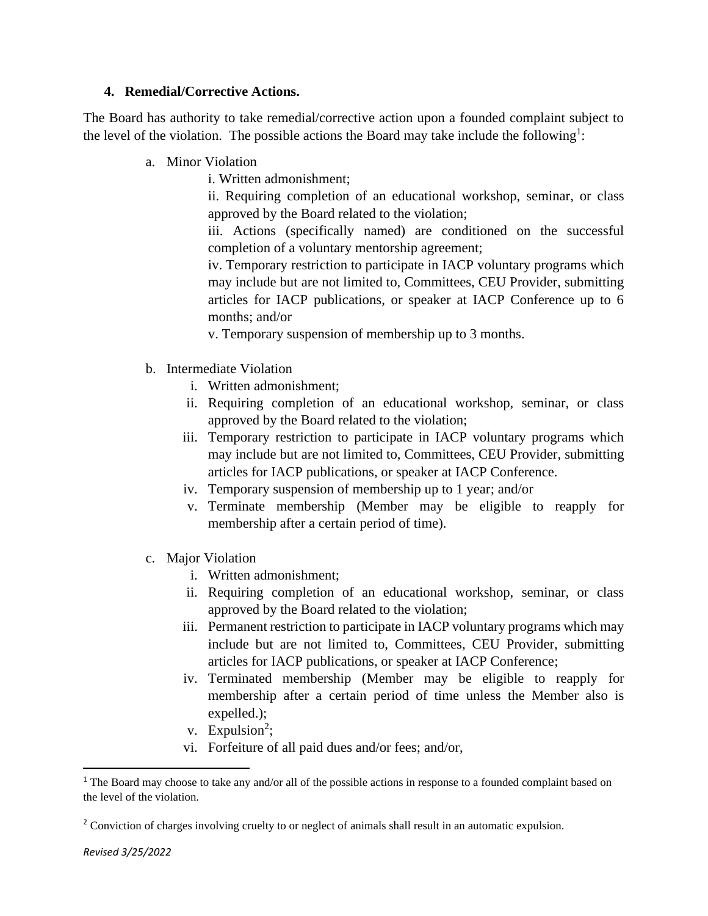## 4. Remedial/Corrective Actions.

The Board has authority to take remedial/corrective action upon a founded complaint subject to the level of the violation. The possible actions the Board may take include the following[1]:

a. Minor Violation
   - i. Written admonishment;
   - ii. Requiring completion of an educational workshop, seminar, or class approved by the Board related to the violation;
   - iii. Actions (specifically named) are conditioned on the successful completion of a voluntary mentorship agreement;
   - iv. Temporary restriction to participate in IACP voluntary programs which may include but are not limited to, Committees, CEU Provider, submitting articles for IACP publications, or speaker at IACP Conference up to 6 months; and/or
   - v. Temporary suspension of membership up to 3 months.

b. Intermediate Violation
   - i. Written admonishment;
   - ii. Requiring completion of an educational workshop, seminar, or class approved by the Board related to the violation;
   - iii. Temporary restriction to participate in IACP voluntary programs which may include but are not limited to, Committees, CEU Provider, submitting articles for IACP publications, or speaker at IACP Conference.
   - iv. Temporary suspension of membership up to 1 year; and/or
   - v. Terminate membership (Member may be eligible to reapply for membership after a certain period of time).

c. Major Violation
   - i. Written admonishment;
   - ii. Requiring completion of an educational workshop, seminar, or class approved by the Board related to the violation;
   - iii. Permanent restriction to participate in IACP voluntary programs which may include but are not limited to, Committees, CEU Provider, submitting articles for IACP publications, or speaker at IACP Conference;
   - iv. Terminated membership (Member may be eligible to reapply for membership after a certain period of time unless the Member also is expelled.);
   - v. Expulsion[2];
   - vi. Forfeiture of all paid dues and/or fees; and/or,

---

[1] The Board may choose to take any and/or all of the possible actions in response to a founded complaint based on the level of the violation.

[2] Conviction of charges involving cruelty to or neglect of animals shall result in an automatic expulsion.

*Revised 3/25/2022*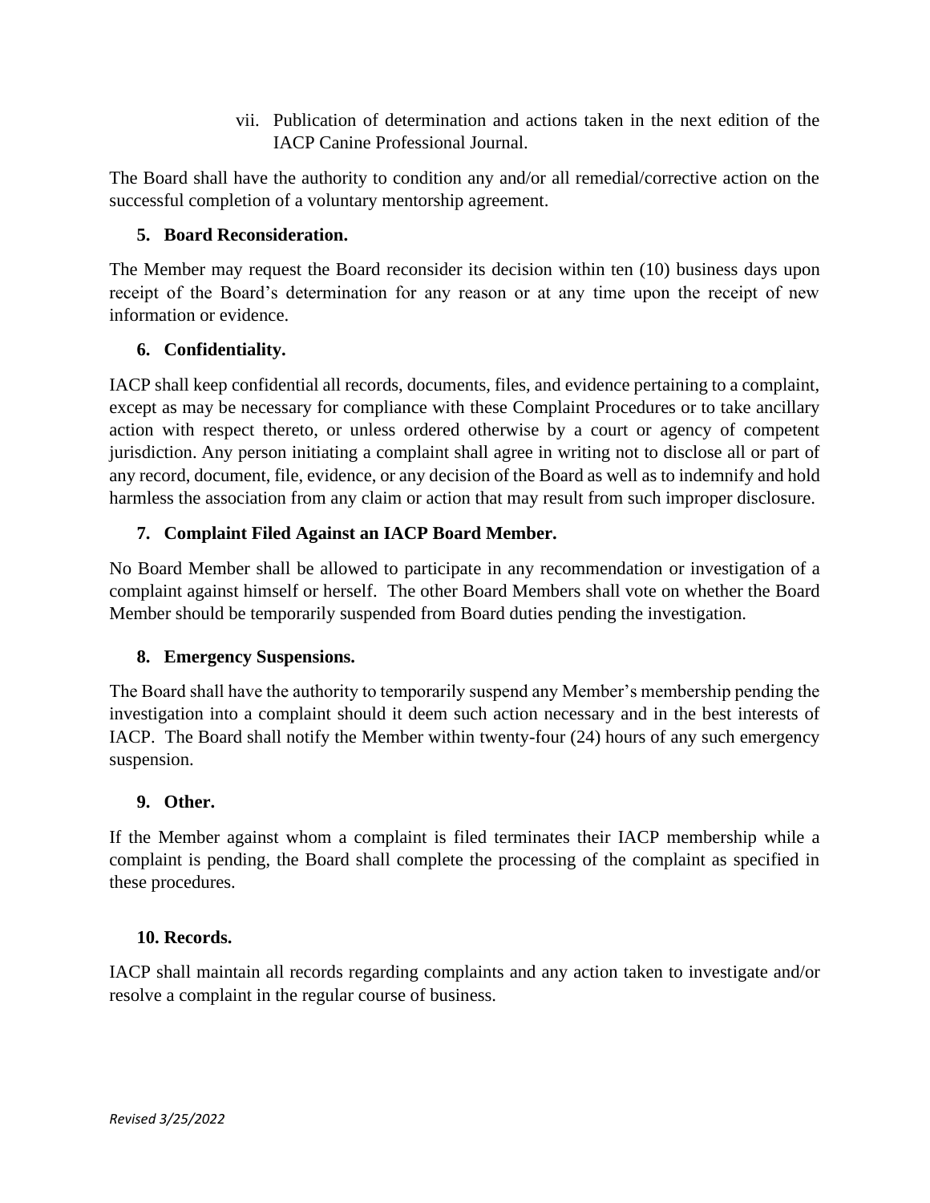vii. Publication of determination and actions taken in the next edition of the IACP Canine Professional Journal.

The Board shall have the authority to condition any and/or all remedial/corrective action on the successful completion of a voluntary mentorship agreement.

**5. Board Reconsideration.**

The Member may request the Board reconsider its decision within ten (10) business days upon receipt of the Board's determination for any reason or at any time upon the receipt of new information or evidence.

**6. Confidentiality.**

IACP shall keep confidential all records, documents, files, and evidence pertaining to a complaint, except as may be necessary for compliance with these Complaint Procedures or to take ancillary action with respect thereto, or unless ordered otherwise by a court or agency of competent jurisdiction. Any person initiating a complaint shall agree in writing not to disclose all or part of any record, document, file, evidence, or any decision of the Board as well as to indemnify and hold harmless the association from any claim or action that may result from such improper disclosure.

**7. Complaint Filed Against an IACP Board Member.**

No Board Member shall be allowed to participate in any recommendation or investigation of a complaint against himself or herself. The other Board Members shall vote on whether the Board Member should be temporarily suspended from Board duties pending the investigation.

**8. Emergency Suspensions.**

The Board shall have the authority to temporarily suspend any Member's membership pending the investigation into a complaint should it deem such action necessary and in the best interests of IACP. The Board shall notify the Member within twenty-four (24) hours of any such emergency suspension.

**9. Other.**

If the Member against whom a complaint is filed terminates their IACP membership while a complaint is pending, the Board shall complete the processing of the complaint as specified in these procedures.

**10. Records.**

IACP shall maintain all records regarding complaints and any action taken to investigate and/or resolve a complaint in the regular course of business.

*Revised 3/25/2022*